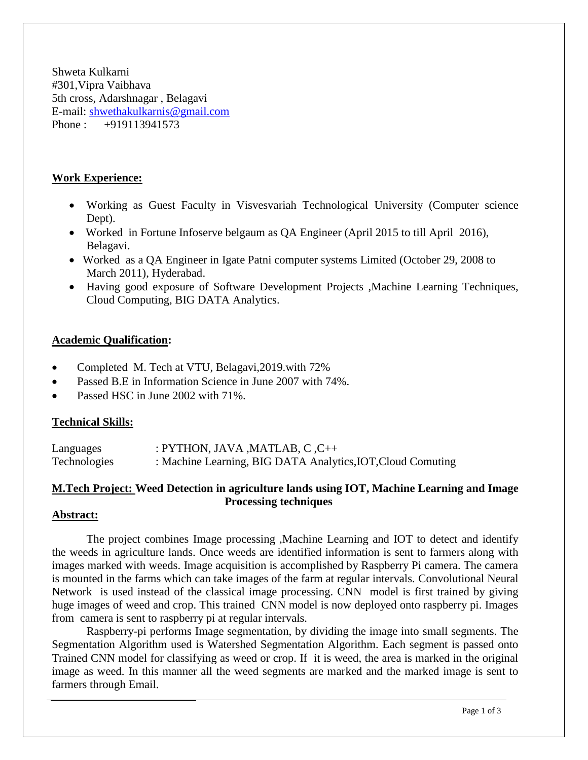Shweta Kulkarni
#301,Vipra Vaibhava
5th cross, Adarshnagar , Belagavi
E-mail: shwethakulkarnis@gmail.com
Phone : +919113941573

## Work Experience:

- Working as Guest Faculty in Visvesvariah Technological University (Computer science Dept).
- Worked in Fortune Infoserve belgaum as QA Engineer (April 2015 to till April 2016), Belagavi.
- Worked as a QA Engineer in Igate Patni computer systems Limited (October 29, 2008 to March 2011), Hyderabad.
- Having good exposure of Software Development Projects ,Machine Learning Techniques, Cloud Computing, BIG DATA Analytics.

## Academic Qualification:

- Completed M. Tech at VTU, Belagavi,2019.with 72%
- Passed B.E in Information Science in June 2007 with 74%.
- Passed HSC in June 2002 with 71%.

## Technical Skills:

Languages : PYTHON, JAVA ,MATLAB, C ,C++
Technologies : Machine Learning, BIG DATA Analytics,IOT,Cloud Comuting

## M.Tech Project: Weed Detection in agriculture lands using IOT, Machine Learning and Image Processing techniques

**Abstract:**

The project combines Image processing ,Machine Learning and IOT to detect and identify the weeds in agriculture lands. Once weeds are identified information is sent to farmers along with images marked with weeds. Image acquisition is accomplished by Raspberry Pi camera. The camera is mounted in the farms which can take images of the farm at regular intervals. Convolutional Neural Network is used instead of the classical image processing. CNN model is first trained by giving huge images of weed and crop. This trained CNN model is now deployed onto raspberry pi. Images from camera is sent to raspberry pi at regular intervals.

Raspberry-pi performs Image segmentation, by dividing the image into small segments. The Segmentation Algorithm used is Watershed Segmentation Algorithm. Each segment is passed onto Trained CNN model for classifying as weed or crop. If it is weed, the area is marked in the original image as weed. In this manner all the weed segments are marked and the marked image is sent to farmers through Email.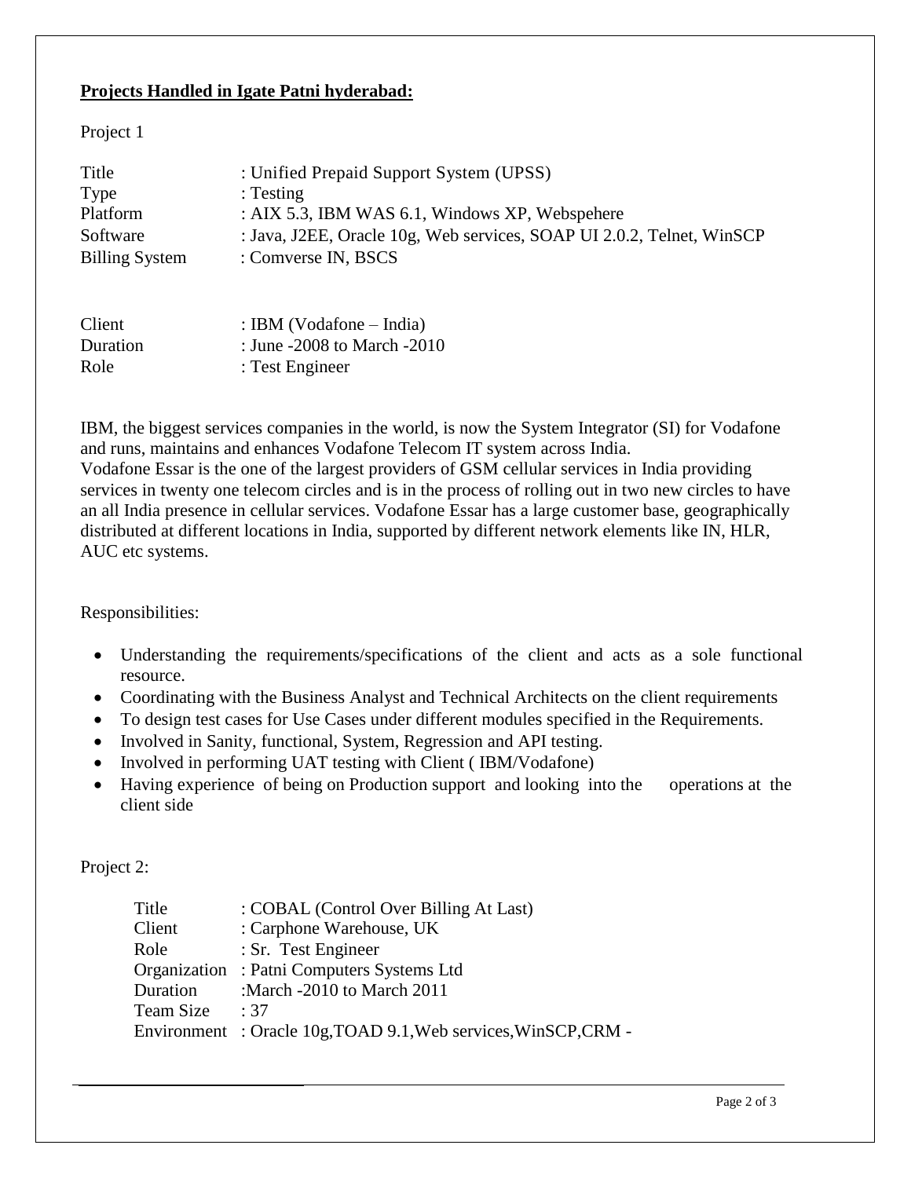**Projects Handled in Igate Patni hyderabad:**

Project 1

| | |
|---|---|
| Title | : Unified Prepaid Support System (UPSS) |
| Type | : Testing |
| Platform | : AIX 5.3, IBM WAS 6.1, Windows XP, Webspehere |
| Software | : Java, J2EE, Oracle 10g, Web services, SOAP UI 2.0.2, Telnet, WinSCP |
| Billing System | : Comverse IN, BSCS |
| Client | : IBM (Vodafone – India) |
| Duration | : June -2008 to March -2010 |
| Role | : Test Engineer |

IBM, the biggest services companies in the world, is now the System Integrator (SI) for Vodafone and runs, maintains and enhances Vodafone Telecom IT system across India.
Vodafone Essar is the one of the largest providers of GSM cellular services in India providing services in twenty one telecom circles and is in the process of rolling out in two new circles to have an all India presence in cellular services. Vodafone Essar has a large customer base, geographically distributed at different locations in India, supported by different network elements like IN, HLR, AUC etc systems.

Responsibilities:

- Understanding the requirements/specifications of the client and acts as a sole functional resource.
- Coordinating with the Business Analyst and Technical Architects on the client requirements
- To design test cases for Use Cases under different modules specified in the Requirements.
- Involved in Sanity, functional, System, Regression and API testing.
- Involved in performing UAT testing with Client ( IBM/Vodafone)
- Having experience of being on Production support and looking into the operations at the client side

Project 2:

| | |
|---|---|
| Title | : COBAL (Control Over Billing At Last) |
| Client | : Carphone Warehouse, UK |
| Role | : Sr. Test Engineer |
| Organization | : Patni Computers Systems Ltd |
| Duration | :March -2010 to March 2011 |
| Team Size | : 37 |
| Environment | : Oracle 10g,TOAD 9.1,Web services,WinSCP,CRM - |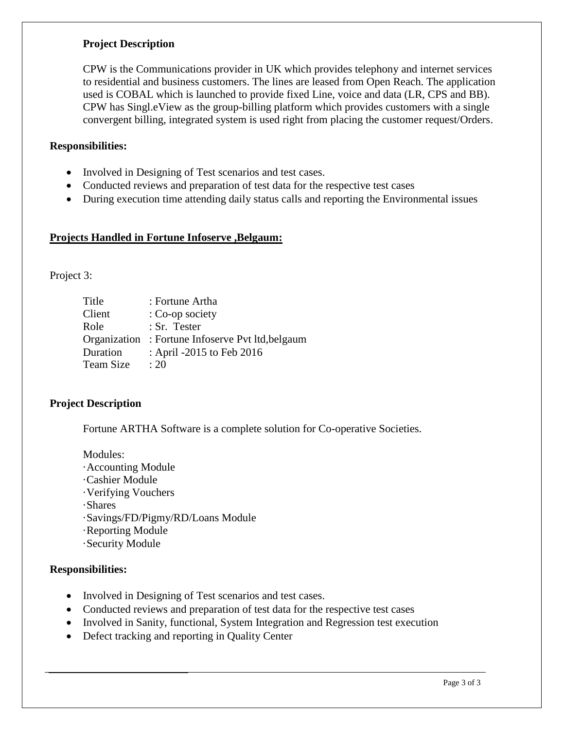**Project Description**

CPW is the Communications provider in UK which provides telephony and internet services to residential and business customers. The lines are leased from Open Reach. The application used is COBAL which is launched to provide fixed Line, voice and data (LR, CPS and BB). CPW has Singl.eView as the group-billing platform which provides customers with a single convergent billing, integrated system is used right from placing the customer request/Orders.

**Responsibilities:**

- Involved in Designing of Test scenarios and test cases.
- Conducted reviews and preparation of test data for the respective test cases
- During execution time attending daily status calls and reporting the Environmental issues

**Projects Handled in Fortune Infoserve ,Belgaum:**

Project 3:

| | |
|---|---|
| Title | : Fortune Artha |
| Client | : Co-op society |
| Role | : Sr. Tester |
| Organization | : Fortune Infoserve Pvt ltd,belgaum |
| Duration | : April -2015 to Feb 2016 |
| Team Size | : 20 |

**Project Description**

Fortune ARTHA Software is a complete solution for Co-operative Societies.

Modules:
·Accounting Module
·Cashier Module
·Verifying Vouchers
·Shares
·Savings/FD/Pigmy/RD/Loans Module
·Reporting Module
·Security Module

**Responsibilities:**

- Involved in Designing of Test scenarios and test cases.
- Conducted reviews and preparation of test data for the respective test cases
- Involved in Sanity, functional, System Integration and Regression test execution
- Defect tracking and reporting in Quality Center